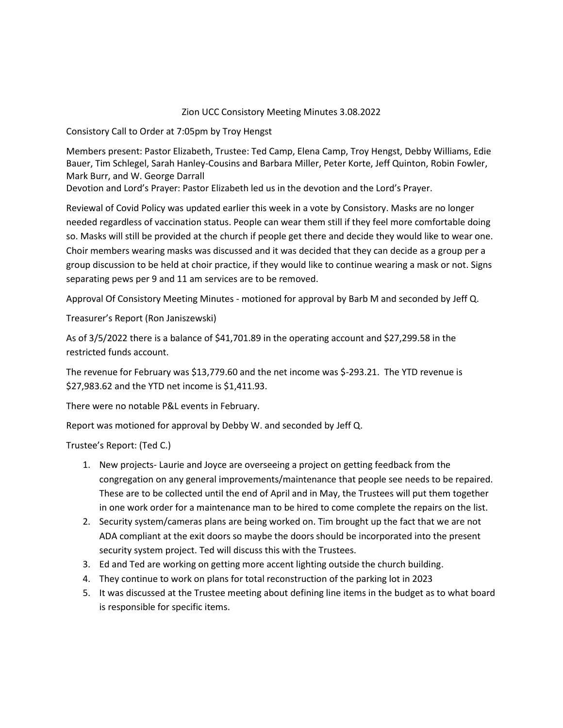# Zion UCC Consistory Meeting Minutes 3.08.2022

Consistory Call to Order at 7:05pm by Troy Hengst

Members present: Pastor Elizabeth, Trustee: Ted Camp, Elena Camp, Troy Hengst, Debby Williams, Edie Bauer, Tim Schlegel, Sarah Hanley-Cousins and Barbara Miller, Peter Korte, Jeff Quinton, Robin Fowler, Mark Burr, and W. George Darrall

Devotion and Lord's Prayer: Pastor Elizabeth led us in the devotion and the Lord's Prayer.

Reviewal of Covid Policy was updated earlier this week in a vote by Consistory. Masks are no longer needed regardless of vaccination status. People can wear them still if they feel more comfortable doing so. Masks will still be provided at the church if people get there and decide they would like to wear one. Choir members wearing masks was discussed and it was decided that they can decide as a group per a group discussion to be held at choir practice, if they would like to continue wearing a mask or not. Signs separating pews per 9 and 11 am services are to be removed.

Approval Of Consistory Meeting Minutes - motioned for approval by Barb M and seconded by Jeff Q.

Treasurer's Report (Ron Janiszewski)

As of 3/5/2022 there is a balance of $41,701.89 in the operating account and $27,299.58 in the restricted funds account.

The revenue for February was $13,779.60 and the net income was $-293.21. The YTD revenue is $27,983.62 and the YTD net income is $1,411.93.

There were no notable P&L events in February.

Report was motioned for approval by Debby W. and seconded by Jeff Q.

Trustee's Report: (Ted C.)

1. New projects- Laurie and Joyce are overseeing a project on getting feedback from the congregation on any general improvements/maintenance that people see needs to be repaired. These are to be collected until the end of April and in May, the Trustees will put them together in one work order for a maintenance man to be hired to come complete the repairs on the list.
2. Security system/cameras plans are being worked on. Tim brought up the fact that we are not ADA compliant at the exit doors so maybe the doors should be incorporated into the present security system project. Ted will discuss this with the Trustees.
3. Ed and Ted are working on getting more accent lighting outside the church building.
4. They continue to work on plans for total reconstruction of the parking lot in 2023
5. It was discussed at the Trustee meeting about defining line items in the budget as to what board is responsible for specific items.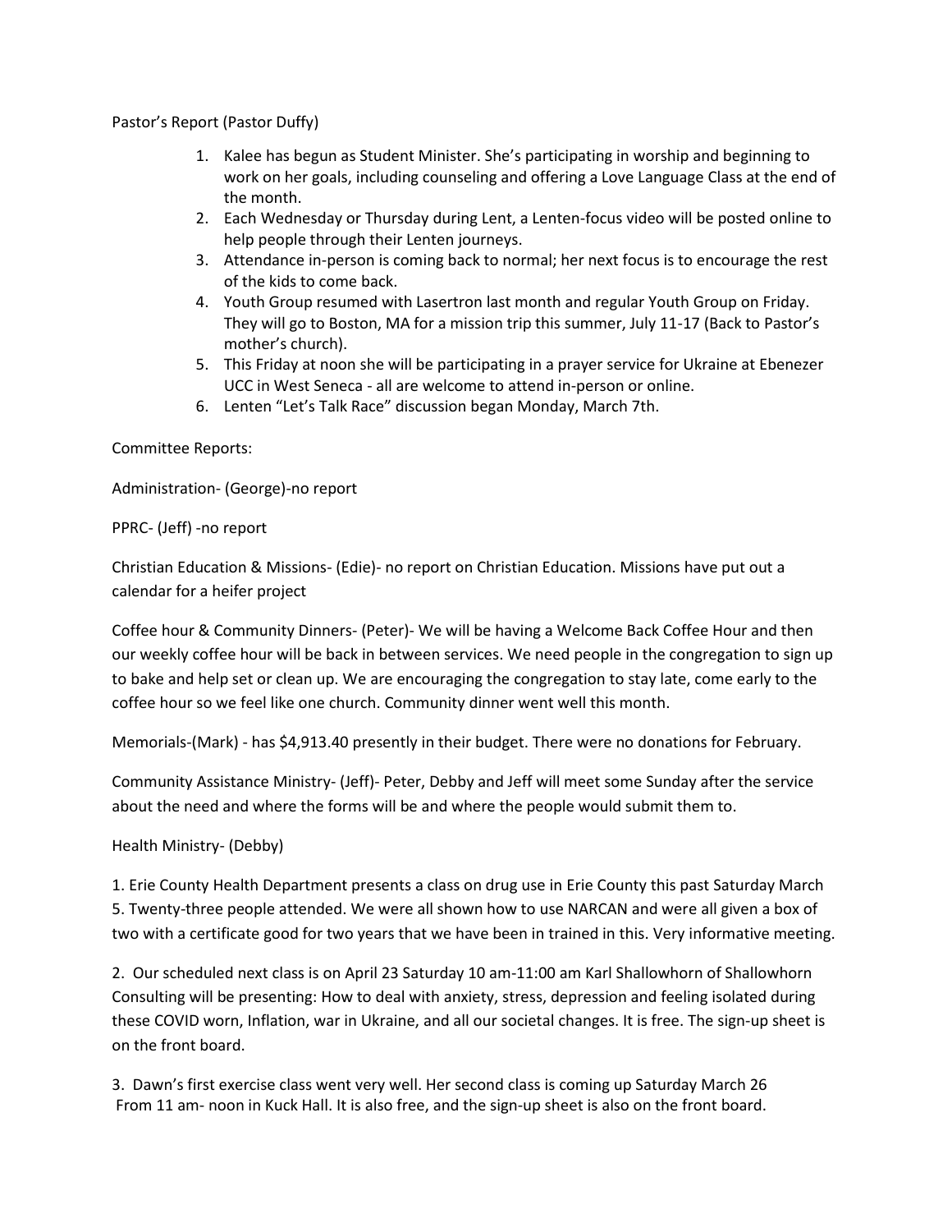Pastor's Report (Pastor Duffy)

1. Kalee has begun as Student Minister. She's participating in worship and beginning to work on her goals, including counseling and offering a Love Language Class at the end of the month.
2. Each Wednesday or Thursday during Lent, a Lenten-focus video will be posted online to help people through their Lenten journeys.
3. Attendance in-person is coming back to normal; her next focus is to encourage the rest of the kids to come back.
4. Youth Group resumed with Lasertron last month and regular Youth Group on Friday. They will go to Boston, MA for a mission trip this summer, July 11-17 (Back to Pastor's mother's church).
5. This Friday at noon she will be participating in a prayer service for Ukraine at Ebenezer UCC in West Seneca - all are welcome to attend in-person or online.
6. Lenten "Let's Talk Race" discussion began Monday, March 7th.

Committee Reports:

Administration- (George)-no report

PPRC- (Jeff) -no report

Christian Education & Missions- (Edie)- no report on Christian Education. Missions have put out a calendar for a heifer project

Coffee hour & Community Dinners- (Peter)- We will be having a Welcome Back Coffee Hour and then our weekly coffee hour will be back in between services. We need people in the congregation to sign up to bake and help set or clean up. We are encouraging the congregation to stay late, come early to the coffee hour so we feel like one church. Community dinner went well this month.

Memorials-(Mark) - has $4,913.40 presently in their budget. There were no donations for February.

Community Assistance Ministry- (Jeff)- Peter, Debby and Jeff will meet some Sunday after the service about the need and where the forms will be and where the people would submit them to.

Health Ministry- (Debby)

1. Erie County Health Department presents a class on drug use in Erie County this past Saturday March 5. Twenty-three people attended. We were all shown how to use NARCAN and were all given a box of two with a certificate good for two years that we have been in trained in this. Very informative meeting.

2. Our scheduled next class is on April 23 Saturday 10 am-11:00 am Karl Shallowhorn of Shallowhorn Consulting will be presenting: How to deal with anxiety, stress, depression and feeling isolated during these COVID worn, Inflation, war in Ukraine, and all our societal changes. It is free. The sign-up sheet is on the front board.

3. Dawn's first exercise class went very well. Her second class is coming up Saturday March 26 From 11 am- noon in Kuck Hall. It is also free, and the sign-up sheet is also on the front board.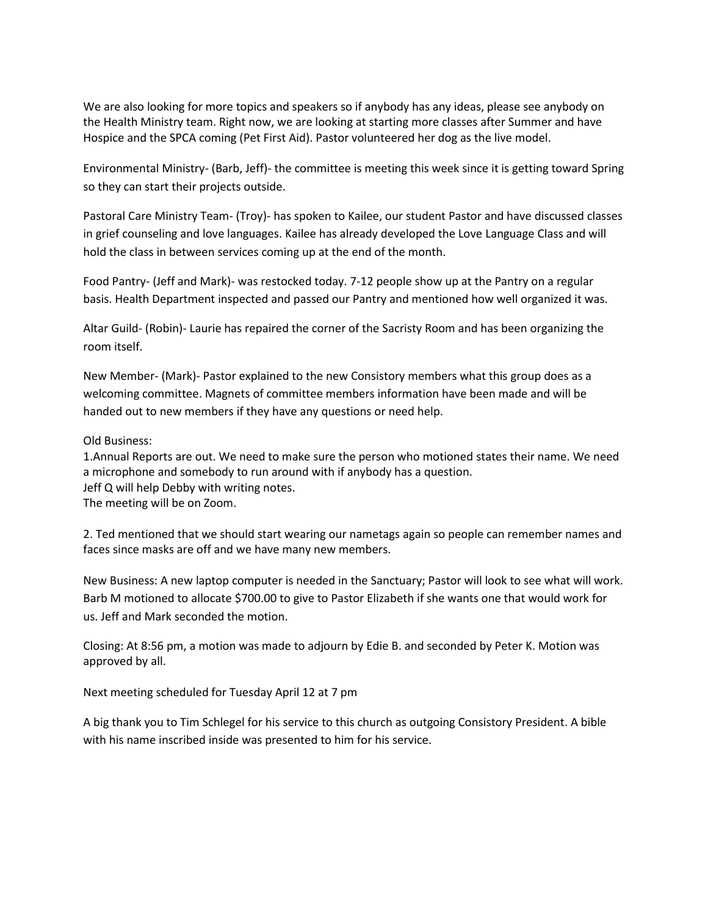We are also looking for more topics and speakers so if anybody has any ideas, please see anybody on the Health Ministry team. Right now, we are looking at starting more classes after Summer and have Hospice and the SPCA coming (Pet First Aid). Pastor volunteered her dog as the live model.

Environmental Ministry- (Barb, Jeff)- the committee is meeting this week since it is getting toward Spring so they can start their projects outside.

Pastoral Care Ministry Team- (Troy)- has spoken to Kailee, our student Pastor and have discussed classes in grief counseling and love languages. Kailee has already developed the Love Language Class and will hold the class in between services coming up at the end of the month.

Food Pantry- (Jeff and Mark)- was restocked today. 7-12 people show up at the Pantry on a regular basis. Health Department inspected and passed our Pantry and mentioned how well organized it was.

Altar Guild- (Robin)- Laurie has repaired the corner of the Sacristy Room and has been organizing the room itself.

New Member- (Mark)- Pastor explained to the new Consistory members what this group does as a welcoming committee. Magnets of committee members information have been made and will be handed out to new members if they have any questions or need help.

Old Business:
1.Annual Reports are out. We need to make sure the person who motioned states their name. We need a microphone and somebody to run around with if anybody has a question.
Jeff Q will help Debby with writing notes.
The meeting will be on Zoom.

2. Ted mentioned that we should start wearing our nametags again so people can remember names and faces since masks are off and we have many new members.

New Business: A new laptop computer is needed in the Sanctuary; Pastor will look to see what will work. Barb M motioned to allocate $700.00 to give to Pastor Elizabeth if she wants one that would work for us. Jeff and Mark seconded the motion.

Closing: At 8:56 pm, a motion was made to adjourn by Edie B. and seconded by Peter K. Motion was approved by all.

Next meeting scheduled for Tuesday April 12 at 7 pm

A big thank you to Tim Schlegel for his service to this church as outgoing Consistory President. A bible with his name inscribed inside was presented to him for his service.